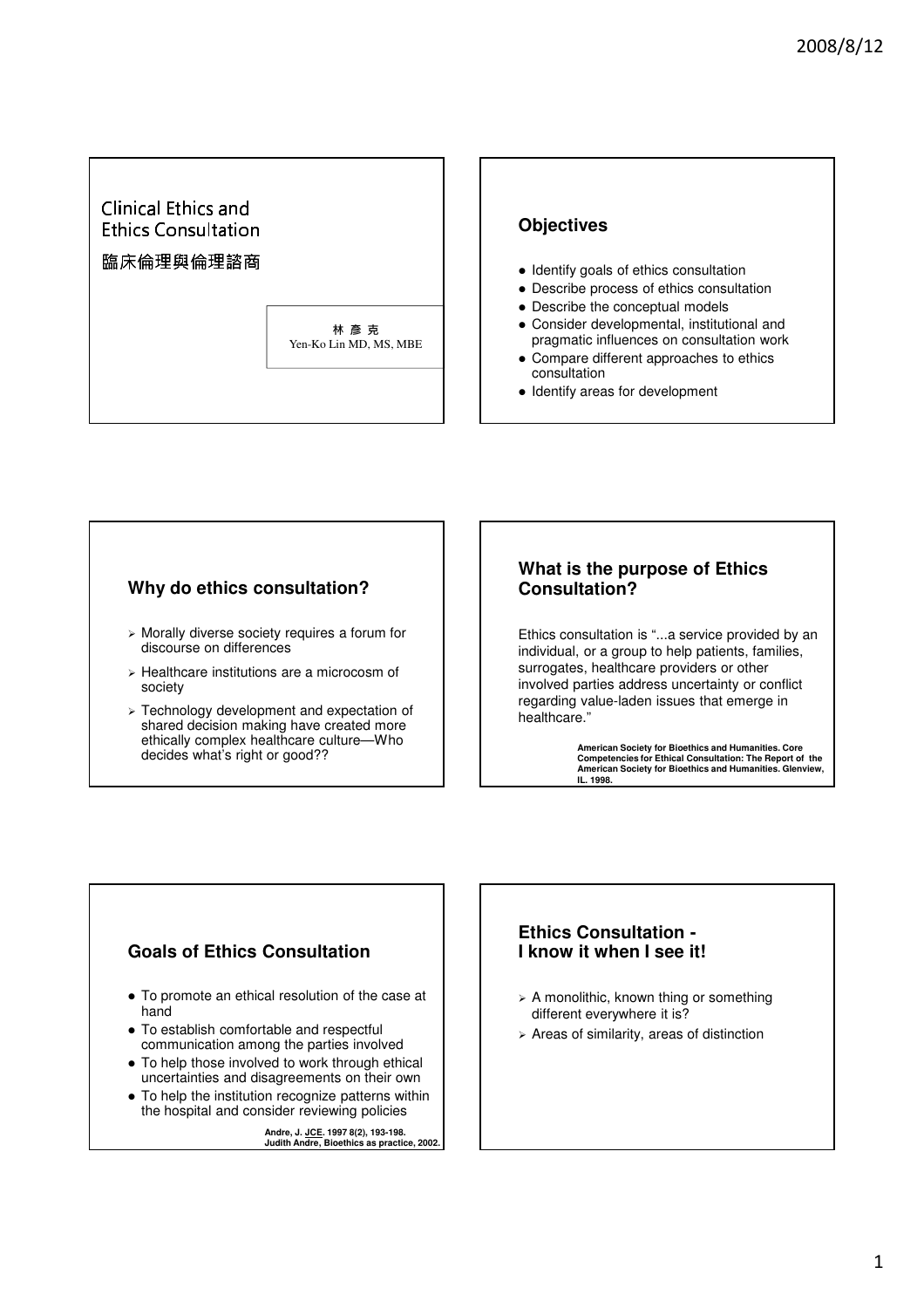# Clinical Ethics and Ethics Consultation

# 臨床倫理與倫理諮商

林 彥 克
Yen-Ko Lin MD, MS, MBE

## Objectives

- Identify goals of ethics consultation
- Describe process of ethics consultation
- Describe the conceptual models
- Consider developmental, institutional and pragmatic influences on consultation work
- Compare different approaches to ethics consultation
- Identify areas for development

## Why do ethics consultation?

- Morally diverse society requires a forum for discourse on differences
- Healthcare institutions are a microcosm of society
- Technology development and expectation of shared decision making have created more ethically complex healthcare culture—Who decides what's right or good??

## What is the purpose of Ethics Consultation?

Ethics consultation is "...a service provided by an individual, or a group to help patients, families, surrogates, healthcare providers or other involved parties address uncertainty or conflict regarding value-laden issues that emerge in healthcare."

**American Society for Bioethics and Humanities. Core Competencies for Ethical Consultation: The Report of the American Society for Bioethics and Humanities. Glenview, IL. 1998.**

## Goals of Ethics Consultation

- To promote an ethical resolution of the case at hand
- To establish comfortable and respectful communication among the parties involved
- To help those involved to work through ethical uncertainties and disagreements on their own
- To help the institution recognize patterns within the hospital and consider reviewing policies

**Andre, J. JCE. 1997 8(2), 193-198.**
**Judith Andre, Bioethics as practice, 2002.**

## Ethics Consultation - I know it when I see it!

- A monolithic, known thing or something different everywhere it is?
- Areas of similarity, areas of distinction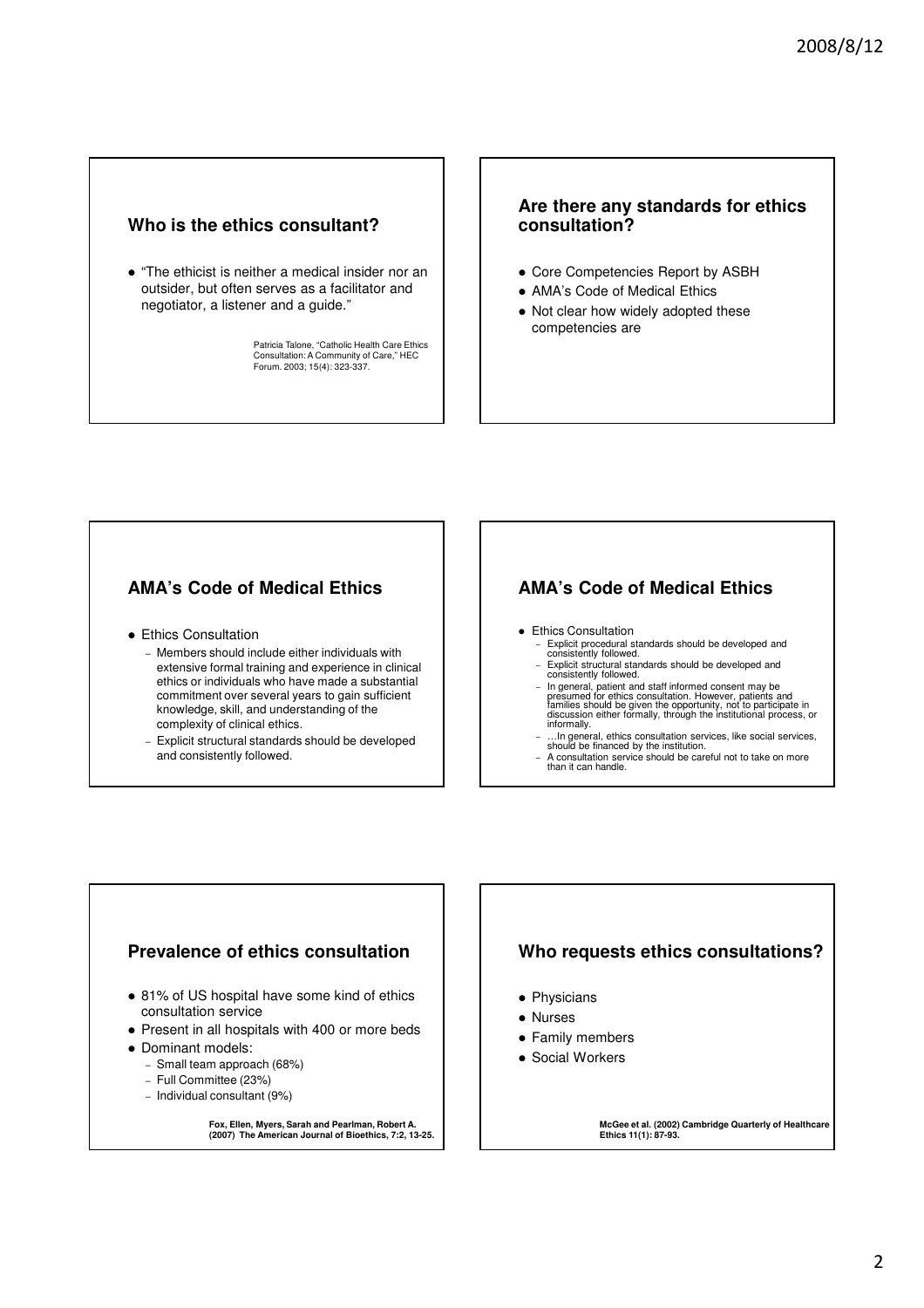## Who is the ethics consultant?

- "The ethicist is neither a medical insider nor an outsider, but often serves as a facilitator and negotiator, a listener and a guide."

Patricia Talone, "Catholic Health Care Ethics Consultation: A Community of Care," HEC Forum. 2003; 15(4): 323-337.

## Are there any standards for ethics consultation?

- Core Competencies Report by ASBH
- AMA's Code of Medical Ethics
- Not clear how widely adopted these competencies are

## AMA's Code of Medical Ethics

- Ethics Consultation
  - Members should include either individuals with extensive formal training and experience in clinical ethics or individuals who have made a substantial commitment over several years to gain sufficient knowledge, skill, and understanding of the complexity of clinical ethics.
  - Explicit structural standards should be developed and consistently followed.

## AMA's Code of Medical Ethics

- Ethics Consultation
  - Explicit procedural standards should be developed and consistently followed.
  - Explicit structural standards should be developed and consistently followed.
  - In general, patient and staff informed consent may be presumed for ethics consultation. However, patients and families should be given the opportunity, not to participate in discussion either formally, through the institutional process, or informally.
  - …In general, ethics consultation services, like social services, should be financed by the institution.
  - A consultation service should be careful not to take on more than it can handle.

## Prevalence of ethics consultation

- 81% of US hospital have some kind of ethics consultation service
- Present in all hospitals with 400 or more beds
- Dominant models:
  - Small team approach (68%)
  - Full Committee (23%)
  - Individual consultant (9%)

**Fox, Ellen, Myers, Sarah and Pearlman, Robert A. (2007) The American Journal of Bioethics, 7:2, 13-25.**

## Who requests ethics consultations?

- Physicians
- Nurses
- Family members
- Social Workers

**McGee et al. (2002) Cambridge Quarterly of Healthcare Ethics 11(1): 87-93.**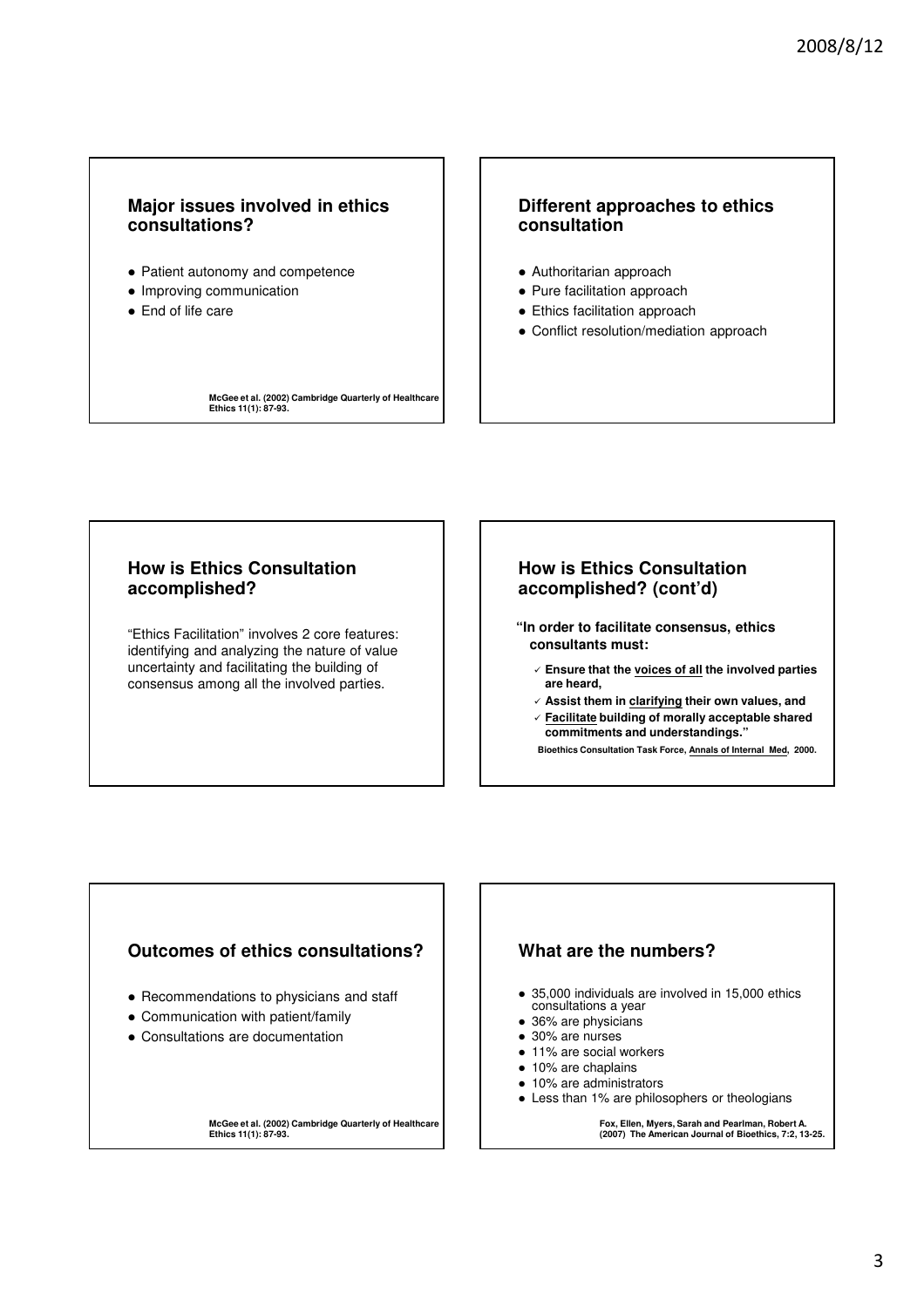## Major issues involved in ethics consultations?

- Patient autonomy and competence
- Improving communication
- End of life care

**McGee et al. (2002) Cambridge Quarterly of Healthcare Ethics 11(1): 87-93.**

## Different approaches to ethics consultation

- Authoritarian approach
- Pure facilitation approach
- Ethics facilitation approach
- Conflict resolution/mediation approach

## How is Ethics Consultation accomplished?

"Ethics Facilitation" involves 2 core features: identifying and analyzing the nature of value uncertainty and facilitating the building of consensus among all the involved parties.

## How is Ethics Consultation accomplished? (cont'd)

**"In order to facilitate consensus, ethics consultants must:**

- ✓ **Ensure that the <u>voices of all</u> the involved parties are heard,**
- ✓ **Assist them in <u>clarifying</u> their own values, and**
- ✓ **<u>Facilitate</u> building of morally acceptable shared commitments and understandings."**

**Bioethics Consultation Task Force, <u>Annals of Internal Med</u>, 2000.**

## Outcomes of ethics consultations?

- Recommendations to physicians and staff
- Communication with patient/family
- Consultations are documentation

**McGee et al. (2002) Cambridge Quarterly of Healthcare Ethics 11(1): 87-93.**

## What are the numbers?

- 35,000 individuals are involved in 15,000 ethics consultations a year
- 36% are physicians
- 30% are nurses
- 11% are social workers
- 10% are chaplains
- 10% are administrators
- Less than 1% are philosophers or theologians

**Fox, Ellen, Myers, Sarah and Pearlman, Robert A. (2007) The American Journal of Bioethics, 7:2, 13-25.**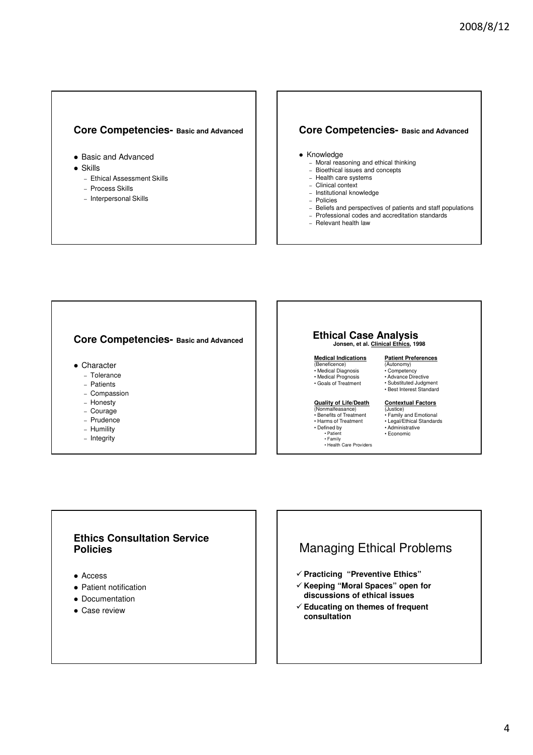## Core Competencies- Basic and Advanced

- Basic and Advanced
- Skills
  - Ethical Assessment Skills
  - Process Skills
  - Interpersonal Skills

## Core Competencies- Basic and Advanced

- Knowledge
  - Moral reasoning and ethical thinking
  - Bioethical issues and concepts
  - Health care systems
  - Clinical context
  - Institutional knowledge
  - Policies
  - Beliefs and perspectives of patients and staff populations
  - Professional codes and accreditation standards
  - Relevant health law

## Core Competencies- Basic and Advanced

- Character
  - Tolerance
  - Patients
  - Compassion
  - Honesty
  - Courage
  - Prudence
  - Humility
  - Integrity

## Ethical Case Analysis

**Jonsen, et al. Clinical Ethics, 1998**

**Medical Indications**
(Beneficence)
- Medical Diagnosis
- Medical Prognosis
- Goals of Treatment

**Patient Preferences**
(Autonomy)
- Competency
- Advance Directive
- Substituted Judgment
- Best Interest Standard

**Quality of Life/Death**
(Nonmalfeasance)
- Benefits of Treatment
- Harms of Treatment
- Defined by
  - Patient
  - Family
  - Health Care Providers

**Contextual Factors**
(Justice)
- Family and Emotional
- Legal/Ethical Standards
- Administrative
- Economic

## Ethics Consultation Service Policies

- Access
- Patient notification
- Documentation
- Case review

## Managing Ethical Problems

- ✓ **Practicing "Preventive Ethics"**
- ✓ **Keeping "Moral Spaces" open for discussions of ethical issues**
- ✓ **Educating on themes of frequent consultation**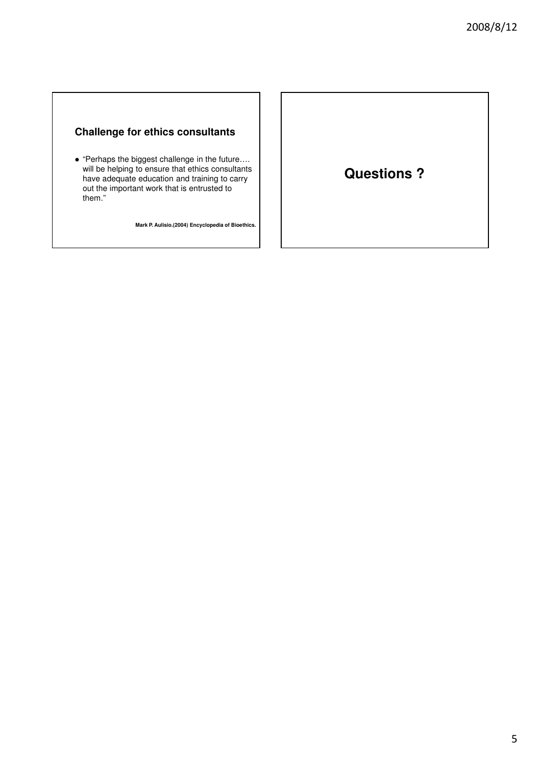## Challenge for ethics consultants

- "Perhaps the biggest challenge in the future…. will be helping to ensure that ethics consultants have adequate education and training to carry out the important work that is entrusted to them."

**Mark P. Aulisio.(2004) Encyclopedia of Bioethics.**

## Questions ?